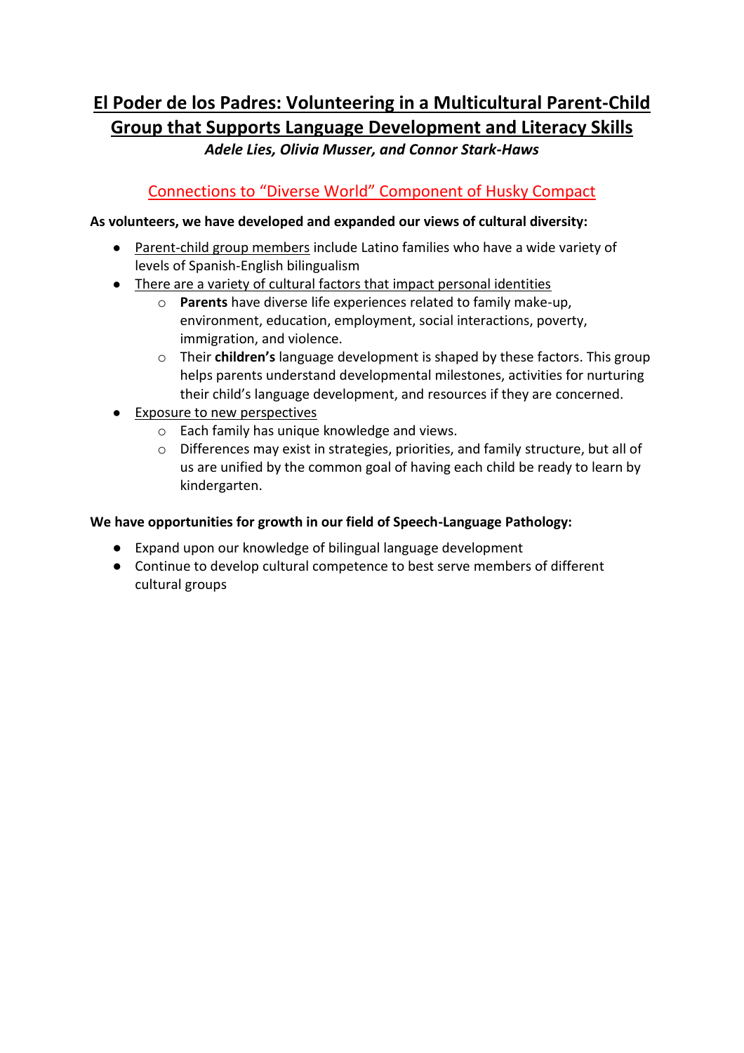# El Poder de los Padres: Volunteering in a Multicultural Parent-Child Group that Supports Language Development and Literacy Skills

***Adele Lies, Olivia Musser, and Connor Stark-Haws***

## Connections to "Diverse World" Component of Husky Compact

**As volunteers, we have developed and expanded our views of cultural diversity:**

- Parent-child group members include Latino families who have a wide variety of levels of Spanish-English bilingualism
- There are a variety of cultural factors that impact personal identities
  - **Parents** have diverse life experiences related to family make-up, environment, education, employment, social interactions, poverty, immigration, and violence.
  - Their **children's** language development is shaped by these factors. This group helps parents understand developmental milestones, activities for nurturing their child's language development, and resources if they are concerned.
- Exposure to new perspectives
  - Each family has unique knowledge and views.
  - Differences may exist in strategies, priorities, and family structure, but all of us are unified by the common goal of having each child be ready to learn by kindergarten.

**We have opportunities for growth in our field of Speech-Language Pathology:**

- Expand upon our knowledge of bilingual language development
- Continue to develop cultural competence to best serve members of different cultural groups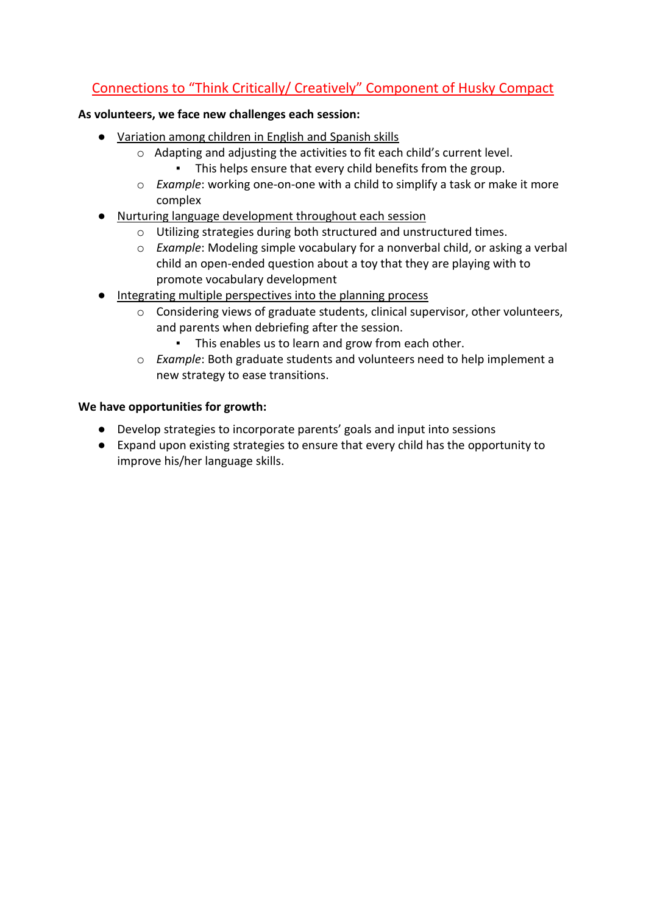## Connections to "Think Critically/ Creatively" Component of Husky Compact

**As volunteers, we face new challenges each session:**

- Variation among children in English and Spanish skills
  - Adapting and adjusting the activities to fit each child's current level.
    - This helps ensure that every child benefits from the group.
  - *Example*: working one-on-one with a child to simplify a task or make it more complex
- Nurturing language development throughout each session
  - Utilizing strategies during both structured and unstructured times.
  - *Example*: Modeling simple vocabulary for a nonverbal child, or asking a verbal child an open-ended question about a toy that they are playing with to promote vocabulary development
- Integrating multiple perspectives into the planning process
  - Considering views of graduate students, clinical supervisor, other volunteers, and parents when debriefing after the session.
    - This enables us to learn and grow from each other.
  - *Example*: Both graduate students and volunteers need to help implement a new strategy to ease transitions.

**We have opportunities for growth:**

- Develop strategies to incorporate parents' goals and input into sessions
- Expand upon existing strategies to ensure that every child has the opportunity to improve his/her language skills.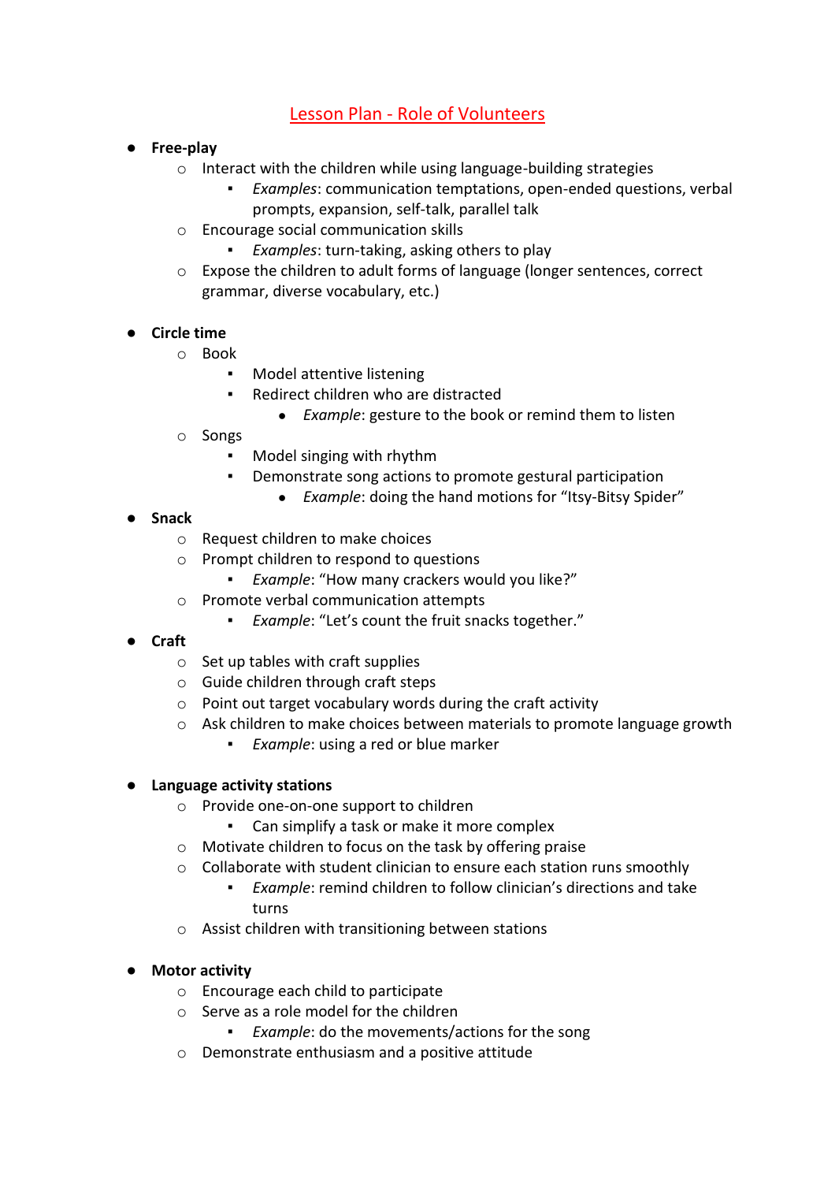# Lesson Plan - Role of Volunteers

- **Free-play**
  - Interact with the children while using language-building strategies
    - *Examples*: communication temptations, open-ended questions, verbal prompts, expansion, self-talk, parallel talk
  - Encourage social communication skills
    - *Examples*: turn-taking, asking others to play
  - Expose the children to adult forms of language (longer sentences, correct grammar, diverse vocabulary, etc.)

- **Circle time**
  - Book
    - Model attentive listening
    - Redirect children who are distracted
      - *Example*: gesture to the book or remind them to listen
  - Songs
    - Model singing with rhythm
    - Demonstrate song actions to promote gestural participation
      - *Example*: doing the hand motions for "Itsy-Bitsy Spider"
- **Snack**
  - Request children to make choices
  - Prompt children to respond to questions
    - *Example*: "How many crackers would you like?"
  - Promote verbal communication attempts
    - *Example*: "Let's count the fruit snacks together."
- **Craft**
  - Set up tables with craft supplies
  - Guide children through craft steps
  - Point out target vocabulary words during the craft activity
  - Ask children to make choices between materials to promote language growth
    - *Example*: using a red or blue marker

- **Language activity stations**
  - Provide one-on-one support to children
    - Can simplify a task or make it more complex
  - Motivate children to focus on the task by offering praise
  - Collaborate with student clinician to ensure each station runs smoothly
    - *Example*: remind children to follow clinician's directions and take turns
  - Assist children with transitioning between stations

- **Motor activity**
  - Encourage each child to participate
  - Serve as a role model for the children
    - *Example*: do the movements/actions for the song
  - Demonstrate enthusiasm and a positive attitude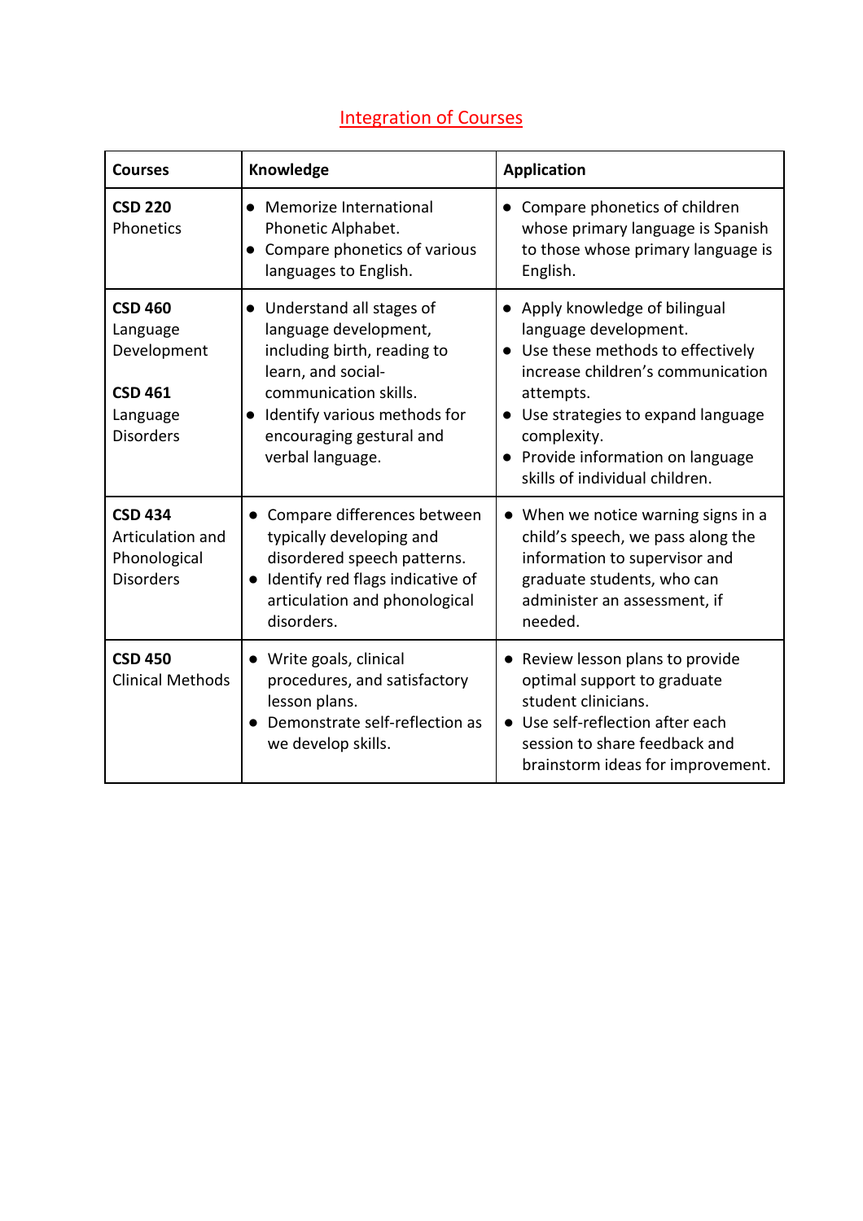## Integration of Courses

| Courses | Knowledge | Application |
|---|---|---|
| **CSD 220** Phonetics | • Memorize International Phonetic Alphabet.<br>• Compare phonetics of various languages to English. | • Compare phonetics of children whose primary language is Spanish to those whose primary language is English. |
| **CSD 460** Language Development<br><br>**CSD 461** Language Disorders | • Understand all stages of language development, including birth, reading to learn, and social-communication skills.<br>• Identify various methods for encouraging gestural and verbal language. | • Apply knowledge of bilingual language development.<br>• Use these methods to effectively increase children's communication attempts.<br>• Use strategies to expand language complexity.<br>• Provide information on language skills of individual children. |
| **CSD 434** Articulation and Phonological Disorders | • Compare differences between typically developing and disordered speech patterns.<br>• Identify red flags indicative of articulation and phonological disorders. | • When we notice warning signs in a child's speech, we pass along the information to supervisor and graduate students, who can administer an assessment, if needed. |
| **CSD 450** Clinical Methods | • Write goals, clinical procedures, and satisfactory lesson plans.<br>• Demonstrate self-reflection as we develop skills. | • Review lesson plans to provide optimal support to graduate student clinicians.<br>• Use self-reflection after each session to share feedback and brainstorm ideas for improvement. |